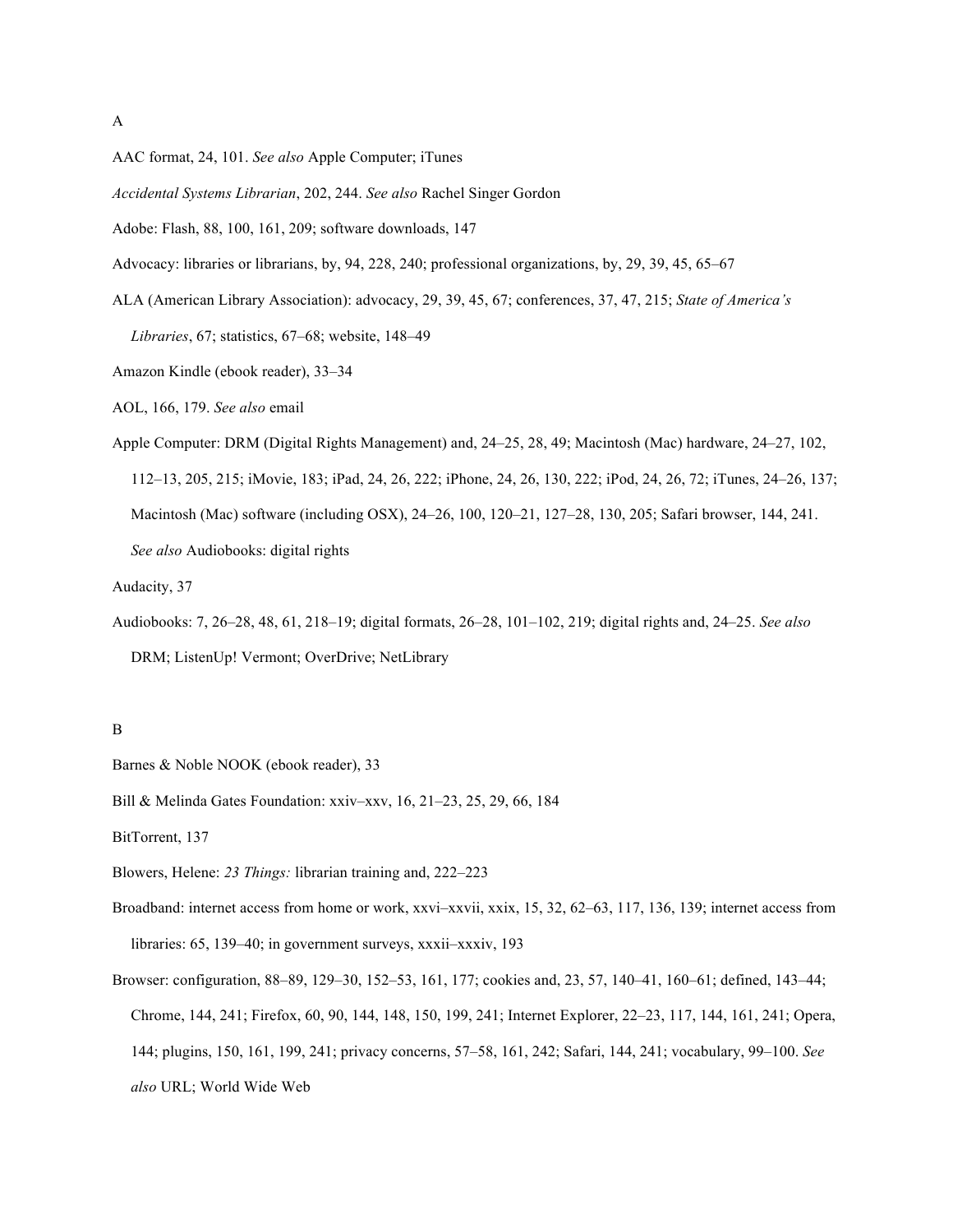## A

AAC format, 24, 101. *See also* Apple Computer; iTunes

*Accidental Systems Librarian*, 202, 244. *See also* Rachel Singer Gordon

Adobe: Flash, 88, 100, 161, 209; software downloads, 147

Advocacy: libraries or librarians, by, 94, 228, 240; professional organizations, by, 29, 39, 45, 65–67

ALA (American Library Association): advocacy, 29, 39, 45, 67; conferences, 37, 47, 215; *State of America's Libraries*, 67; statistics, 67–68; website, 148–49

Amazon Kindle (ebook reader), 33–34

AOL, 166, 179. *See also* email

Apple Computer: DRM (Digital Rights Management) and, 24–25, 28, 49; Macintosh (Mac) hardware, 24–27, 102, 112–13, 205, 215; iMovie, 183; iPad, 24, 26, 222; iPhone, 24, 26, 130, 222; iPod, 24, 26, 72; iTunes, 24–26, 137; Macintosh (Mac) software (including OSX), 24–26, 100, 120–21, 127–28, 130, 205; Safari browser, 144, 241. *See also* Audiobooks: digital rights

Audacity, 37

Audiobooks: 7, 26–28, 48, 61, 218–19; digital formats, 26–28, 101–102, 219; digital rights and, 24–25. *See also* DRM; ListenUp! Vermont; OverDrive; NetLibrary

## B

Barnes & Noble NOOK (ebook reader), 33

Bill & Melinda Gates Foundation: xxiv–xxv, 16, 21–23, 25, 29, 66, 184

BitTorrent, 137

Blowers, Helene: *23 Things:* librarian training and, 222–223

Broadband: internet access from home or work, xxvi–xxvii, xxix, 15, 32, 62–63, 117, 136, 139; internet access from libraries: 65, 139–40; in government surveys, xxxii–xxxiv, 193

Browser: configuration, 88–89, 129–30, 152–53, 161, 177; cookies and, 23, 57, 140–41, 160–61; defined, 143–44; Chrome, 144, 241; Firefox, 60, 90, 144, 148, 150, 199, 241; Internet Explorer, 22–23, 117, 144, 161, 241; Opera, 144; plugins, 150, 161, 199, 241; privacy concerns, 57–58, 161, 242; Safari, 144, 241; vocabulary, 99–100. *See also* URL; World Wide Web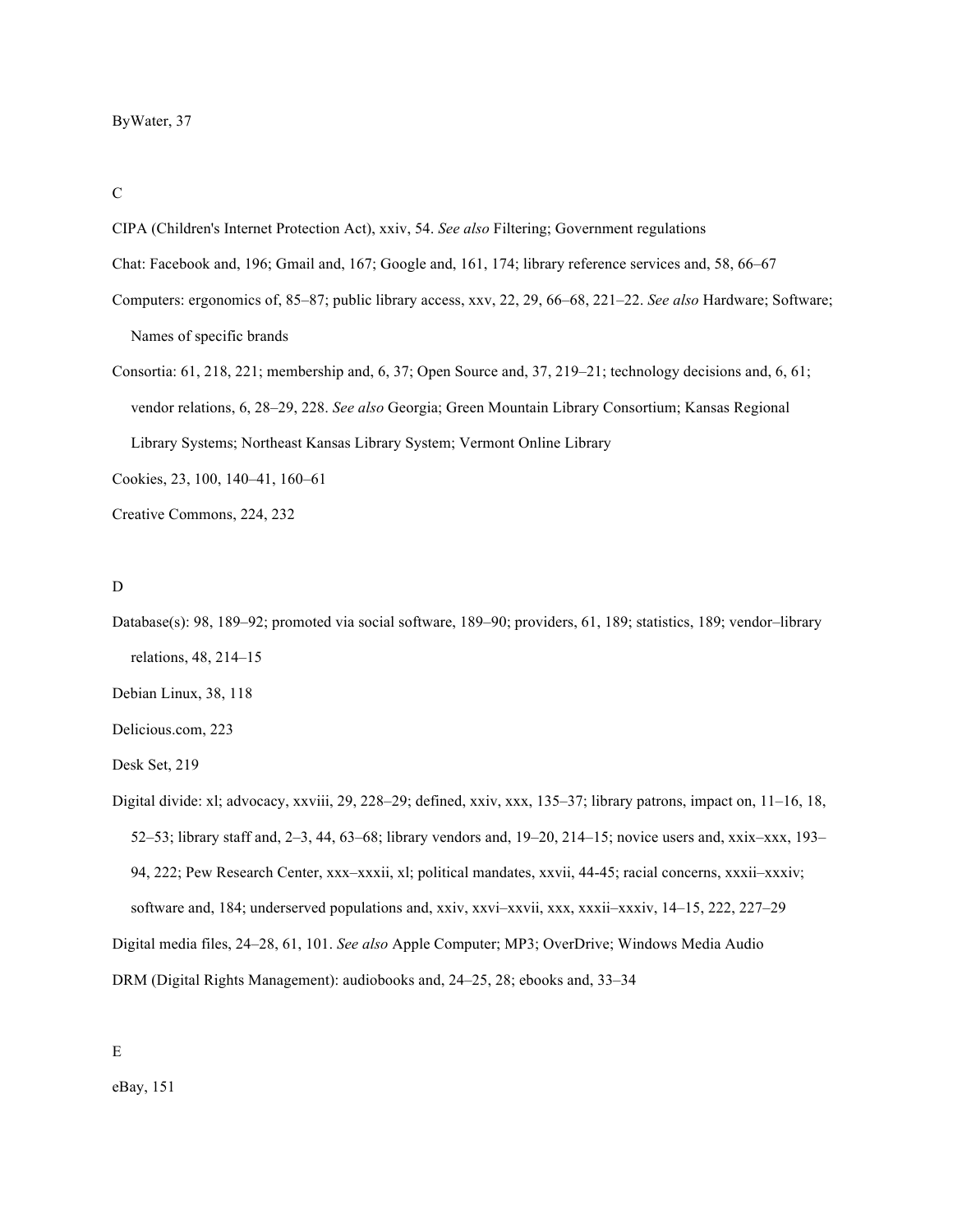ByWater, 37

C

CIPA (Children's Internet Protection Act), xxiv, 54. *See also* Filtering; Government regulations

Chat: Facebook and, 196; Gmail and, 167; Google and, 161, 174; library reference services and, 58, 66–67

Computers: ergonomics of, 85–87; public library access, xxv, 22, 29, 66–68, 221–22. *See also* Hardware; Software; Names of specific brands

Consortia: 61, 218, 221; membership and, 6, 37; Open Source and, 37, 219–21; technology decisions and, 6, 61; vendor relations, 6, 28–29, 228. *See also* Georgia; Green Mountain Library Consortium; Kansas Regional Library Systems; Northeast Kansas Library System; Vermont Online Library

Cookies, 23, 100, 140–41, 160–61

Creative Commons, 224, 232

D

Database(s): 98, 189–92; promoted via social software, 189–90; providers, 61, 189; statistics, 189; vendor–library relations, 48, 214–15

Debian Linux, 38, 118

Delicious.com, 223

Desk Set, 219

Digital divide: xl; advocacy, xxviii, 29, 228–29; defined, xxiv, xxx, 135–37; library patrons, impact on, 11–16, 18, 52–53; library staff and, 2–3, 44, 63–68; library vendors and, 19–20, 214–15; novice users and, xxix–xxx, 193–94, 222; Pew Research Center, xxx–xxxii, xl; political mandates, xxvii, 44-45; racial concerns, xxxii–xxxiv; software and, 184; underserved populations and, xxiv, xxvi–xxvii, xxx, xxxii–xxxiv, 14–15, 222, 227–29

Digital media files, 24–28, 61, 101. *See also* Apple Computer; MP3; OverDrive; Windows Media Audio

DRM (Digital Rights Management): audiobooks and, 24–25, 28; ebooks and, 33–34

E

eBay, 151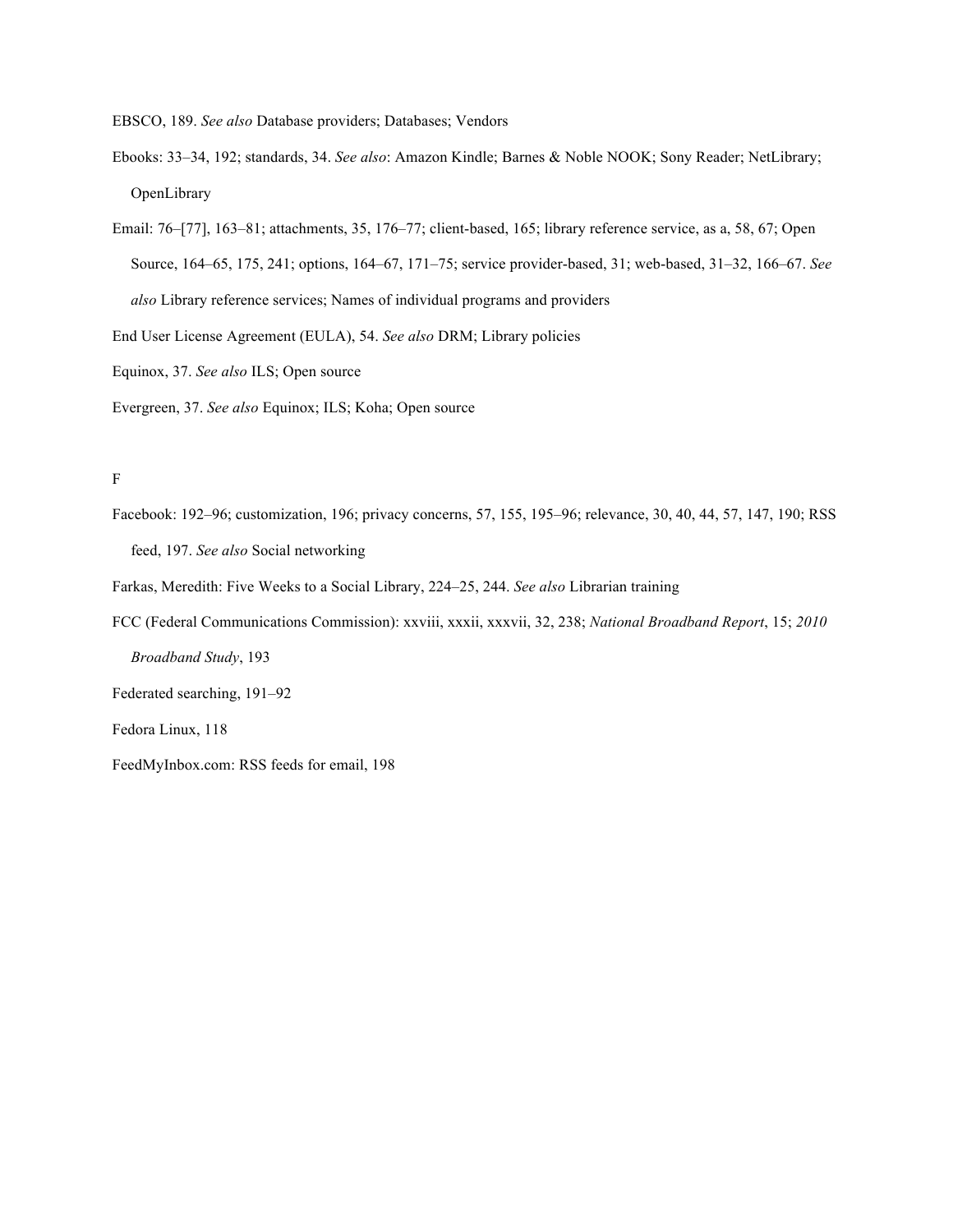EBSCO, 189. *See also* Database providers; Databases; Vendors

Ebooks: 33–34, 192; standards, 34. *See also*: Amazon Kindle; Barnes & Noble NOOK; Sony Reader; NetLibrary; OpenLibrary

Email: 76–[77], 163–81; attachments, 35, 176–77; client-based, 165; library reference service, as a, 58, 67; Open Source, 164–65, 175, 241; options, 164–67, 171–75; service provider-based, 31; web-based, 31–32, 166–67. *See also* Library reference services; Names of individual programs and providers

End User License Agreement (EULA), 54. *See also* DRM; Library policies

Equinox, 37. *See also* ILS; Open source

Evergreen, 37. *See also* Equinox; ILS; Koha; Open source

F

Facebook: 192–96; customization, 196; privacy concerns, 57, 155, 195–96; relevance, 30, 40, 44, 57, 147, 190; RSS feed, 197. *See also* Social networking

Farkas, Meredith: Five Weeks to a Social Library, 224–25, 244. *See also* Librarian training

FCC (Federal Communications Commission): xxviii, xxxii, xxxvii, 32, 238; *National Broadband Report*, 15; *2010 Broadband Study*, 193

Federated searching, 191–92

Fedora Linux, 118

FeedMyInbox.com: RSS feeds for email, 198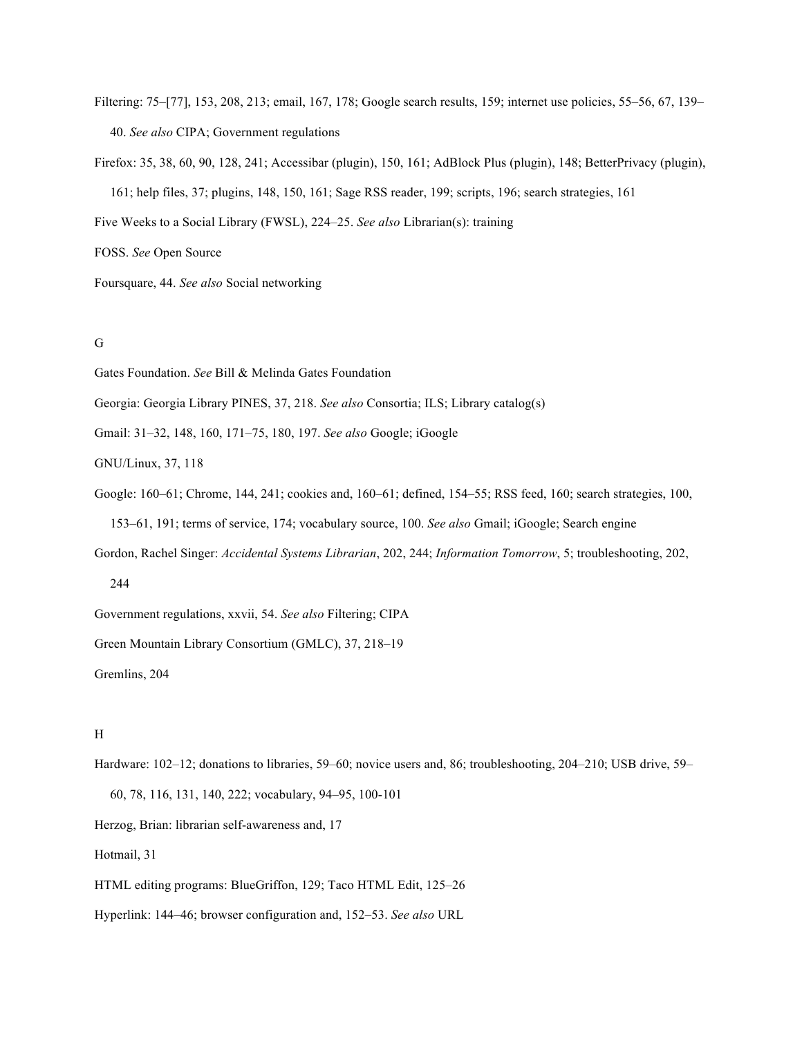Filtering: 75–[77], 153, 208, 213; email, 167, 178; Google search results, 159; internet use policies, 55–56, 67, 139–40. *See also* CIPA; Government regulations

Firefox: 35, 38, 60, 90, 128, 241; Accessibar (plugin), 150, 161; AdBlock Plus (plugin), 148; BetterPrivacy (plugin), 161; help files, 37; plugins, 148, 150, 161; Sage RSS reader, 199; scripts, 196; search strategies, 161

Five Weeks to a Social Library (FWSL), 224–25. *See also* Librarian(s): training

FOSS. *See* Open Source

Foursquare, 44. *See also* Social networking

G

Gates Foundation. *See* Bill & Melinda Gates Foundation

Georgia: Georgia Library PINES, 37, 218. *See also* Consortia; ILS; Library catalog(s)

Gmail: 31–32, 148, 160, 171–75, 180, 197. *See also* Google; iGoogle

GNU/Linux, 37, 118

Google: 160–61; Chrome, 144, 241; cookies and, 160–61; defined, 154–55; RSS feed, 160; search strategies, 100, 153–61, 191; terms of service, 174; vocabulary source, 100. *See also* Gmail; iGoogle; Search engine

Gordon, Rachel Singer: *Accidental Systems Librarian*, 202, 244; *Information Tomorrow*, 5; troubleshooting, 202, 244

Government regulations, xxvii, 54. *See also* Filtering; CIPA

Green Mountain Library Consortium (GMLC), 37, 218–19

Gremlins, 204

H

Hardware: 102–12; donations to libraries, 59–60; novice users and, 86; troubleshooting, 204–210; USB drive, 59–60, 78, 116, 131, 140, 222; vocabulary, 94–95, 100-101

Herzog, Brian: librarian self-awareness and, 17

Hotmail, 31

HTML editing programs: BlueGriffon, 129; Taco HTML Edit, 125–26

Hyperlink: 144–46; browser configuration and, 152–53. *See also* URL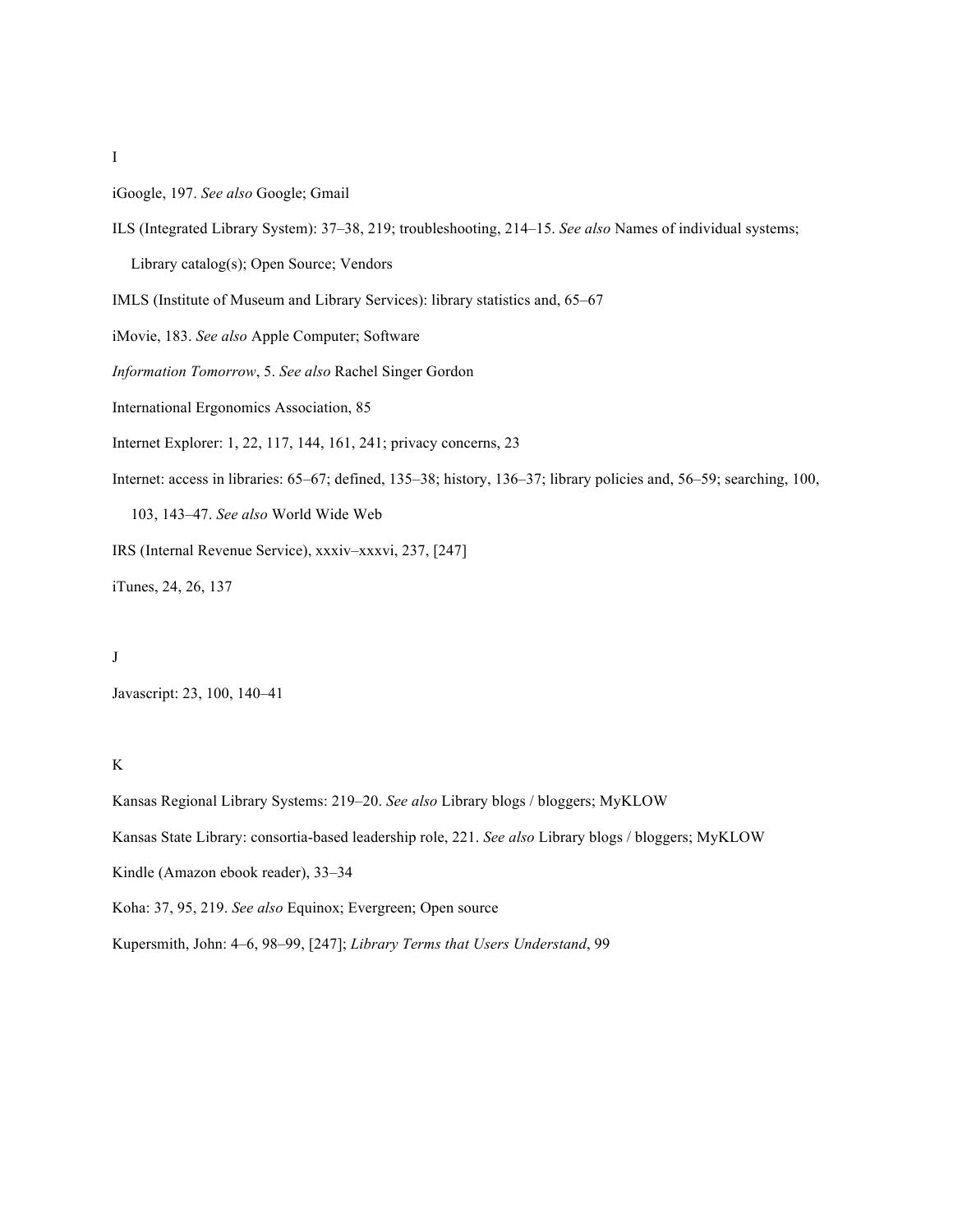I

iGoogle, 197. *See also* Google; Gmail

ILS (Integrated Library System): 37–38, 219; troubleshooting, 214–15. *See also* Names of individual systems; Library catalog(s); Open Source; Vendors

IMLS (Institute of Museum and Library Services): library statistics and, 65–67

iMovie, 183. *See also* Apple Computer; Software

*Information Tomorrow*, 5. *See also* Rachel Singer Gordon

International Ergonomics Association, 85

Internet Explorer: 1, 22, 117, 144, 161, 241; privacy concerns, 23

Internet: access in libraries: 65–67; defined, 135–38; history, 136–37; library policies and, 56–59; searching, 100, 103, 143–47. *See also* World Wide Web

IRS (Internal Revenue Service), xxxiv–xxxvi, 237, [247]

iTunes, 24, 26, 137

J

Javascript: 23, 100, 140–41

K

Kansas Regional Library Systems: 219–20. *See also* Library blogs / bloggers; MyKLOW

Kansas State Library: consortia-based leadership role, 221. *See also* Library blogs / bloggers; MyKLOW

Kindle (Amazon ebook reader), 33–34

Koha: 37, 95, 219. *See also* Equinox; Evergreen; Open source

Kupersmith, John: 4–6, 98–99, [247]; *Library Terms that Users Understand*, 99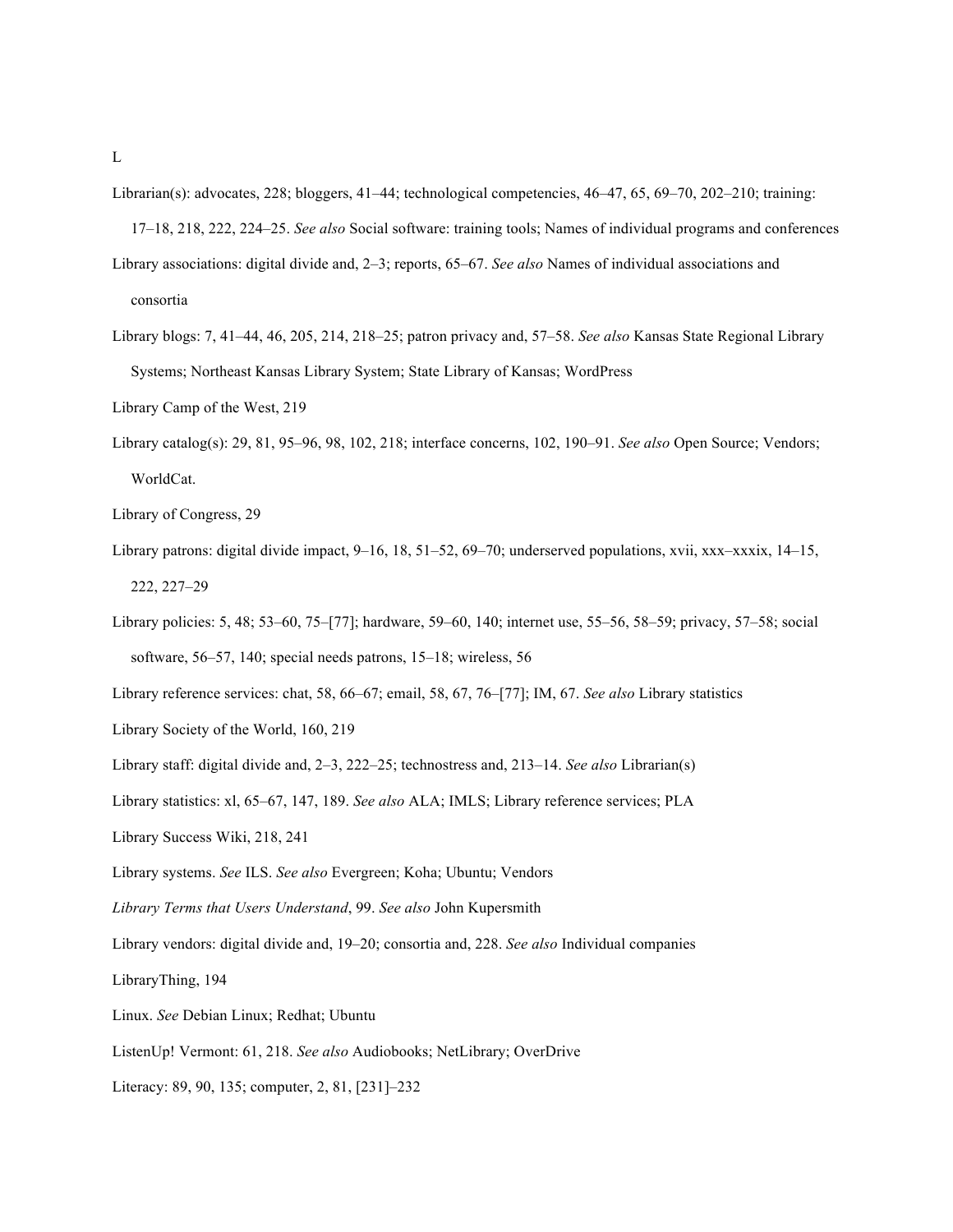L

Librarian(s): advocates, 228; bloggers, 41–44; technological competencies, 46–47, 65, 69–70, 202–210; training: 17–18, 218, 222, 224–25. *See also* Social software: training tools; Names of individual programs and conferences

Library associations: digital divide and, 2–3; reports, 65–67. *See also* Names of individual associations and consortia

Library blogs: 7, 41–44, 46, 205, 214, 218–25; patron privacy and, 57–58. *See also* Kansas State Regional Library Systems; Northeast Kansas Library System; State Library of Kansas; WordPress

Library Camp of the West, 219

Library catalog(s): 29, 81, 95–96, 98, 102, 218; interface concerns, 102, 190–91. *See also* Open Source; Vendors; WorldCat.

Library of Congress, 29

Library patrons: digital divide impact, 9–16, 18, 51–52, 69–70; underserved populations, xvii, xxx–xxxix, 14–15, 222, 227–29

Library policies: 5, 48; 53–60, 75–[77]; hardware, 59–60, 140; internet use, 55–56, 58–59; privacy, 57–58; social software, 56–57, 140; special needs patrons, 15–18; wireless, 56

Library reference services: chat, 58, 66–67; email, 58, 67, 76–[77]; IM, 67. *See also* Library statistics

Library Society of the World, 160, 219

Library staff: digital divide and, 2–3, 222–25; technostress and, 213–14. *See also* Librarian(s)

Library statistics: xl, 65–67, 147, 189. *See also* ALA; IMLS; Library reference services; PLA

Library Success Wiki, 218, 241

Library systems. *See* ILS. *See also* Evergreen; Koha; Ubuntu; Vendors

*Library Terms that Users Understand*, 99. *See also* John Kupersmith

Library vendors: digital divide and, 19–20; consortia and, 228. *See also* Individual companies

LibraryThing, 194

Linux. *See* Debian Linux; Redhat; Ubuntu

ListenUp! Vermont: 61, 218. *See also* Audiobooks; NetLibrary; OverDrive

Literacy: 89, 90, 135; computer, 2, 81, [231]–232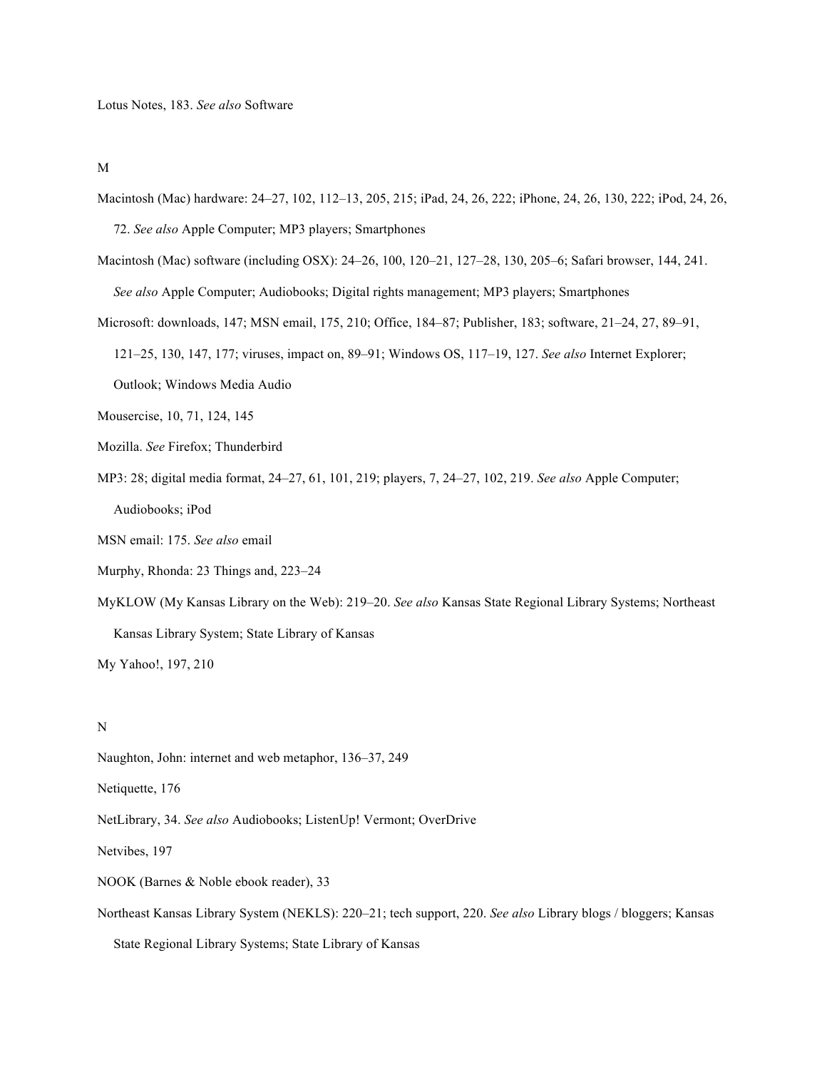Lotus Notes, 183. *See also* Software

## M

Macintosh (Mac) hardware: 24–27, 102, 112–13, 205, 215; iPad, 24, 26, 222; iPhone, 24, 26, 130, 222; iPod, 24, 26, 72. *See also* Apple Computer; MP3 players; Smartphones

Macintosh (Mac) software (including OSX): 24–26, 100, 120–21, 127–28, 130, 205–6; Safari browser, 144, 241. *See also* Apple Computer; Audiobooks; Digital rights management; MP3 players; Smartphones

Microsoft: downloads, 147; MSN email, 175, 210; Office, 184–87; Publisher, 183; software, 21–24, 27, 89–91, 121–25, 130, 147, 177; viruses, impact on, 89–91; Windows OS, 117–19, 127. *See also* Internet Explorer; Outlook; Windows Media Audio

Mousercise, 10, 71, 124, 145

Mozilla. *See* Firefox; Thunderbird

MP3: 28; digital media format, 24–27, 61, 101, 219; players, 7, 24–27, 102, 219. *See also* Apple Computer; Audiobooks; iPod

MSN email: 175. *See also* email

Murphy, Rhonda: 23 Things and, 223–24

MyKLOW (My Kansas Library on the Web): 219–20. *See also* Kansas State Regional Library Systems; Northeast Kansas Library System; State Library of Kansas

My Yahoo!, 197, 210

## N

Naughton, John: internet and web metaphor, 136–37, 249

Netiquette, 176

NetLibrary, 34. *See also* Audiobooks; ListenUp! Vermont; OverDrive

Netvibes, 197

NOOK (Barnes & Noble ebook reader), 33

Northeast Kansas Library System (NEKLS): 220–21; tech support, 220. *See also* Library blogs / bloggers; Kansas State Regional Library Systems; State Library of Kansas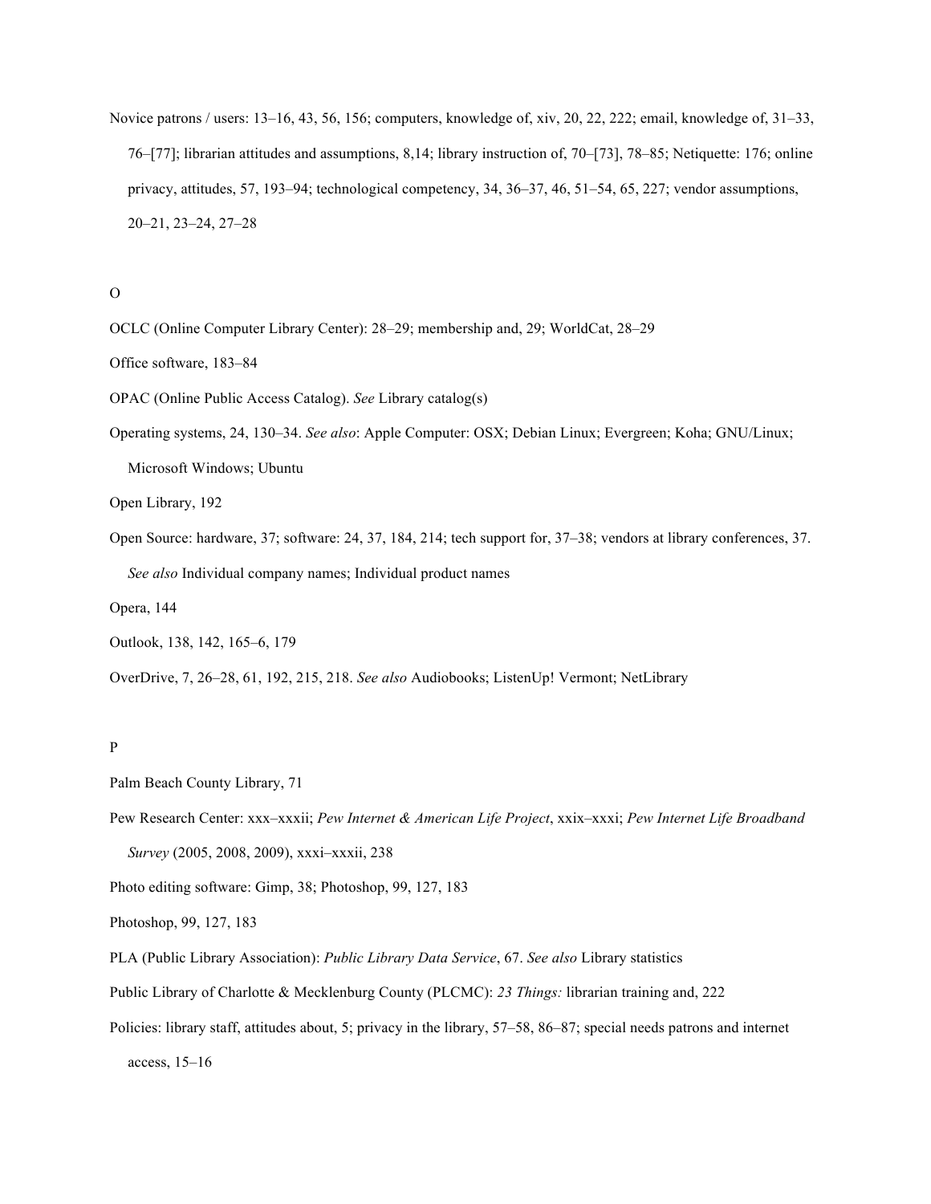Novice patrons / users: 13–16, 43, 56, 156; computers, knowledge of, xiv, 20, 22, 222; email, knowledge of, 31–33, 76–[77]; librarian attitudes and assumptions, 8,14; library instruction of, 70–[73], 78–85; Netiquette: 176; online privacy, attitudes, 57, 193–94; technological competency, 34, 36–37, 46, 51–54, 65, 227; vendor assumptions, 20–21, 23–24, 27–28

## O

OCLC (Online Computer Library Center): 28–29; membership and, 29; WorldCat, 28–29

Office software, 183–84

OPAC (Online Public Access Catalog). *See* Library catalog(s)

Operating systems, 24, 130–34. *See also*: Apple Computer: OSX; Debian Linux; Evergreen; Koha; GNU/Linux; Microsoft Windows; Ubuntu

Open Library, 192

Open Source: hardware, 37; software: 24, 37, 184, 214; tech support for, 37–38; vendors at library conferences, 37. *See also* Individual company names; Individual product names

Opera, 144

Outlook, 138, 142, 165–6, 179

OverDrive, 7, 26–28, 61, 192, 215, 218. *See also* Audiobooks; ListenUp! Vermont; NetLibrary

## P

Palm Beach County Library, 71

Pew Research Center: xxx–xxxii; *Pew Internet & American Life Project*, xxix–xxxi; *Pew Internet Life Broadband Survey* (2005, 2008, 2009), xxxi–xxxii, 238

Photo editing software: Gimp, 38; Photoshop, 99, 127, 183

Photoshop, 99, 127, 183

PLA (Public Library Association): *Public Library Data Service*, 67. *See also* Library statistics

Public Library of Charlotte & Mecklenburg County (PLCMC): *23 Things:* librarian training and, 222

Policies: library staff, attitudes about, 5; privacy in the library, 57–58, 86–87; special needs patrons and internet access, 15–16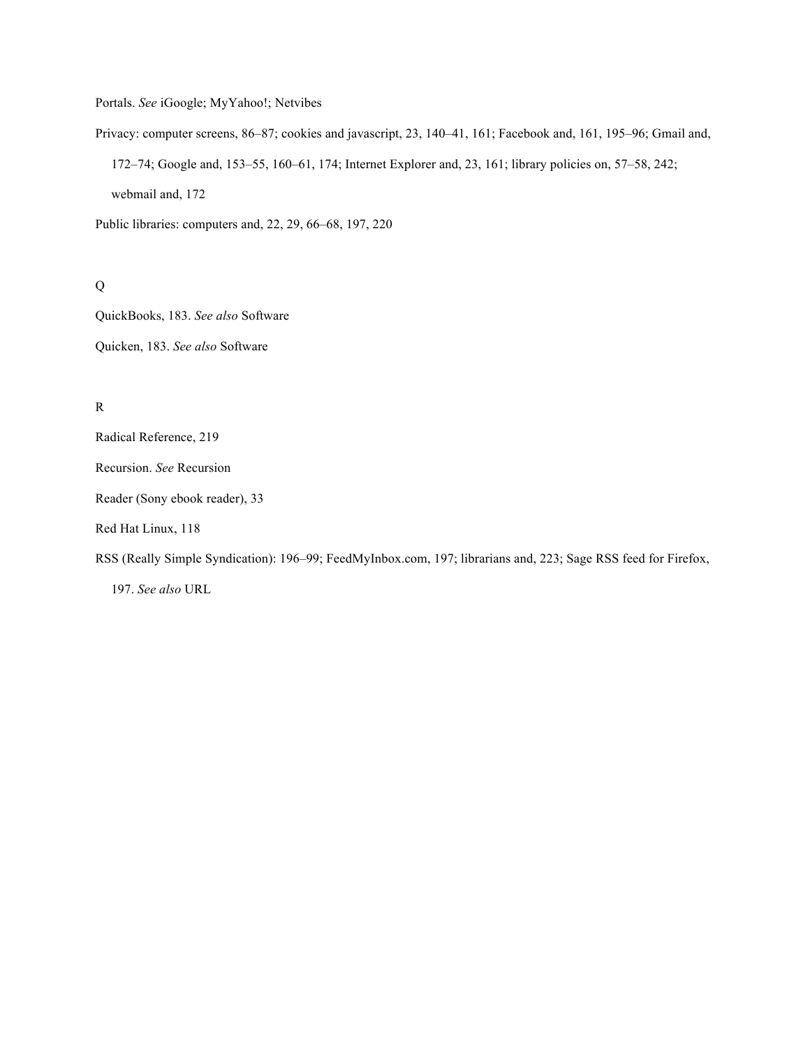Portals. *See* iGoogle; MyYahoo!; Netvibes

Privacy: computer screens, 86–87; cookies and javascript, 23, 140–41, 161; Facebook and, 161, 195–96; Gmail and, 172–74; Google and, 153–55, 160–61, 174; Internet Explorer and, 23, 161; library policies on, 57–58, 242; webmail and, 172

Public libraries: computers and, 22, 29, 66–68, 197, 220

Q

QuickBooks, 183. *See also* Software

Quicken, 183. *See also* Software

R

Radical Reference, 219

Recursion. *See* Recursion

Reader (Sony ebook reader), 33

Red Hat Linux, 118

RSS (Really Simple Syndication): 196–99; FeedMyInbox.com, 197; librarians and, 223; Sage RSS feed for Firefox, 197. *See also* URL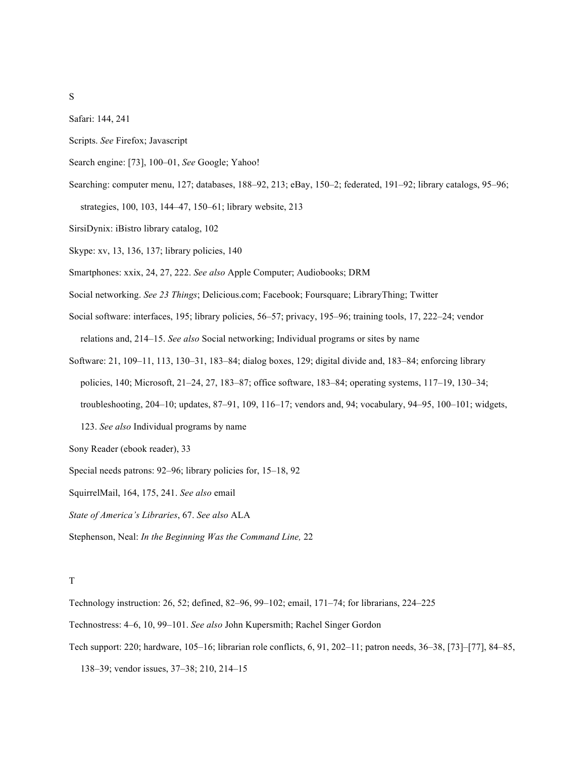S

Safari: 144, 241

Scripts. *See* Firefox; Javascript

Search engine: [73], 100–01, *See* Google; Yahoo!

Searching: computer menu, 127; databases, 188–92, 213; eBay, 150–2; federated, 191–92; library catalogs, 95–96; strategies, 100, 103, 144–47, 150–61; library website, 213

SirsiDynix: iBistro library catalog, 102

Skype: xv, 13, 136, 137; library policies, 140

Smartphones: xxix, 24, 27, 222. *See also* Apple Computer; Audiobooks; DRM

Social networking. *See 23 Things*; Delicious.com; Facebook; Foursquare; LibraryThing; Twitter

Social software: interfaces, 195; library policies, 56–57; privacy, 195–96; training tools, 17, 222–24; vendor relations and, 214–15. *See also* Social networking; Individual programs or sites by name

Software: 21, 109–11, 113, 130–31, 183–84; dialog boxes, 129; digital divide and, 183–84; enforcing library policies, 140; Microsoft, 21–24, 27, 183–87; office software, 183–84; operating systems, 117–19, 130–34; troubleshooting, 204–10; updates, 87–91, 109, 116–17; vendors and, 94; vocabulary, 94–95, 100–101; widgets, 123. *See also* Individual programs by name

Sony Reader (ebook reader), 33

Special needs patrons: 92–96; library policies for, 15–18, 92

SquirrelMail, 164, 175, 241. *See also* email

*State of America's Libraries*, 67. *See also* ALA

Stephenson, Neal: *In the Beginning Was the Command Line,* 22

T

Technology instruction: 26, 52; defined, 82–96, 99–102; email, 171–74; for librarians, 224–225

Technostress: 4–6, 10, 99–101. *See also* John Kupersmith; Rachel Singer Gordon

Tech support: 220; hardware, 105–16; librarian role conflicts, 6, 91, 202–11; patron needs, 36–38, [73]–[77], 84–85, 138–39; vendor issues, 37–38; 210, 214–15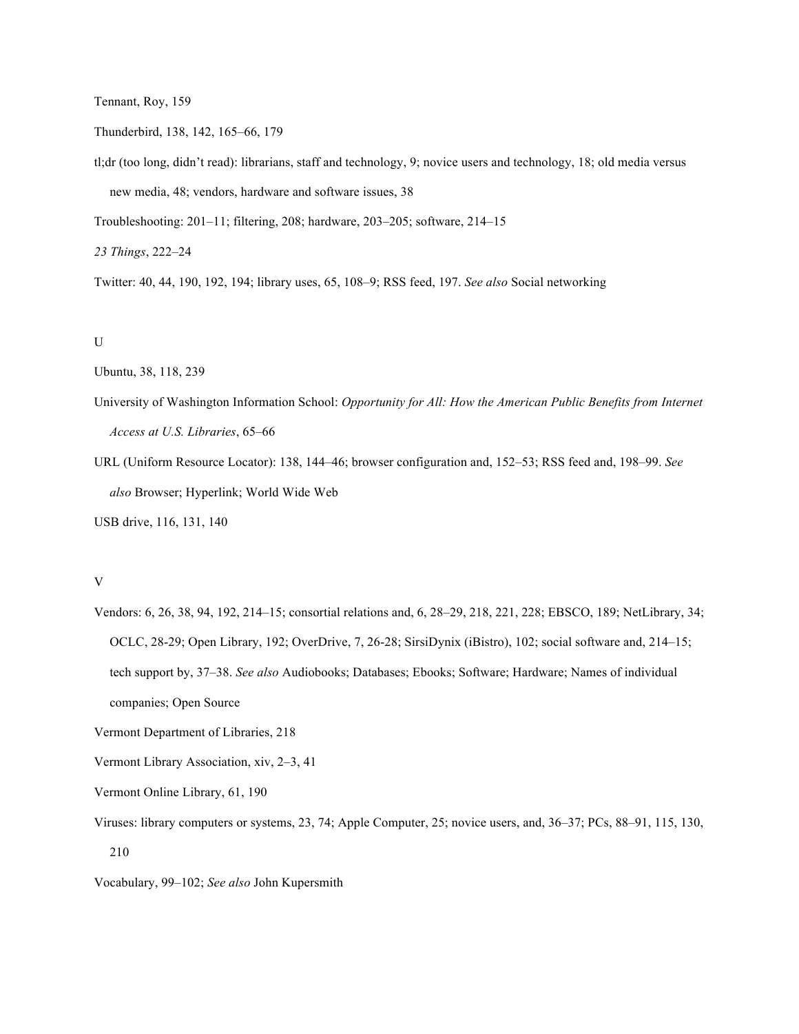Tennant, Roy, 159

Thunderbird, 138, 142, 165–66, 179

tl;dr (too long, didn't read): librarians, staff and technology, 9; novice users and technology, 18; old media versus new media, 48; vendors, hardware and software issues, 38

Troubleshooting: 201–11; filtering, 208; hardware, 203–205; software, 214–15

*23 Things*, 222–24

Twitter: 40, 44, 190, 192, 194; library uses, 65, 108–9; RSS feed, 197. *See also* Social networking

U

Ubuntu, 38, 118, 239

University of Washington Information School: *Opportunity for All: How the American Public Benefits from Internet Access at U.S. Libraries*, 65–66

URL (Uniform Resource Locator): 138, 144–46; browser configuration and, 152–53; RSS feed and, 198–99. *See also* Browser; Hyperlink; World Wide Web

USB drive, 116, 131, 140

V

Vendors: 6, 26, 38, 94, 192, 214–15; consortial relations and, 6, 28–29, 218, 221, 228; EBSCO, 189; NetLibrary, 34; OCLC, 28-29; Open Library, 192; OverDrive, 7, 26-28; SirsiDynix (iBistro), 102; social software and, 214–15; tech support by, 37–38. *See also* Audiobooks; Databases; Ebooks; Software; Hardware; Names of individual companies; Open Source

Vermont Department of Libraries, 218

Vermont Library Association, xiv, 2–3, 41

Vermont Online Library, 61, 190

Viruses: library computers or systems, 23, 74; Apple Computer, 25; novice users, and, 36–37; PCs, 88–91, 115, 130, 210

Vocabulary, 99–102; *See also* John Kupersmith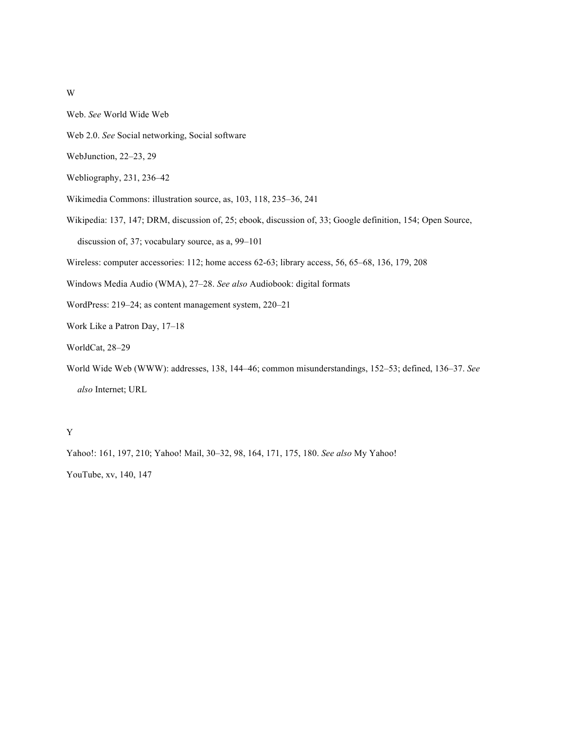## W

Web. *See* World Wide Web

Web 2.0. *See* Social networking, Social software

WebJunction, 22–23, 29

Webliography, 231, 236–42

Wikimedia Commons: illustration source, as, 103, 118, 235–36, 241

Wikipedia: 137, 147; DRM, discussion of, 25; ebook, discussion of, 33; Google definition, 154; Open Source, discussion of, 37; vocabulary source, as a, 99–101

Wireless: computer accessories: 112; home access 62-63; library access, 56, 65–68, 136, 179, 208

Windows Media Audio (WMA), 27–28. *See also* Audiobook: digital formats

WordPress: 219–24; as content management system, 220–21

Work Like a Patron Day, 17–18

WorldCat, 28–29

World Wide Web (WWW): addresses, 138, 144–46; common misunderstandings, 152–53; defined, 136–37. *See also* Internet; URL

## Y

Yahoo!: 161, 197, 210; Yahoo! Mail, 30–32, 98, 164, 171, 175, 180. *See also* My Yahoo!

YouTube, xv, 140, 147